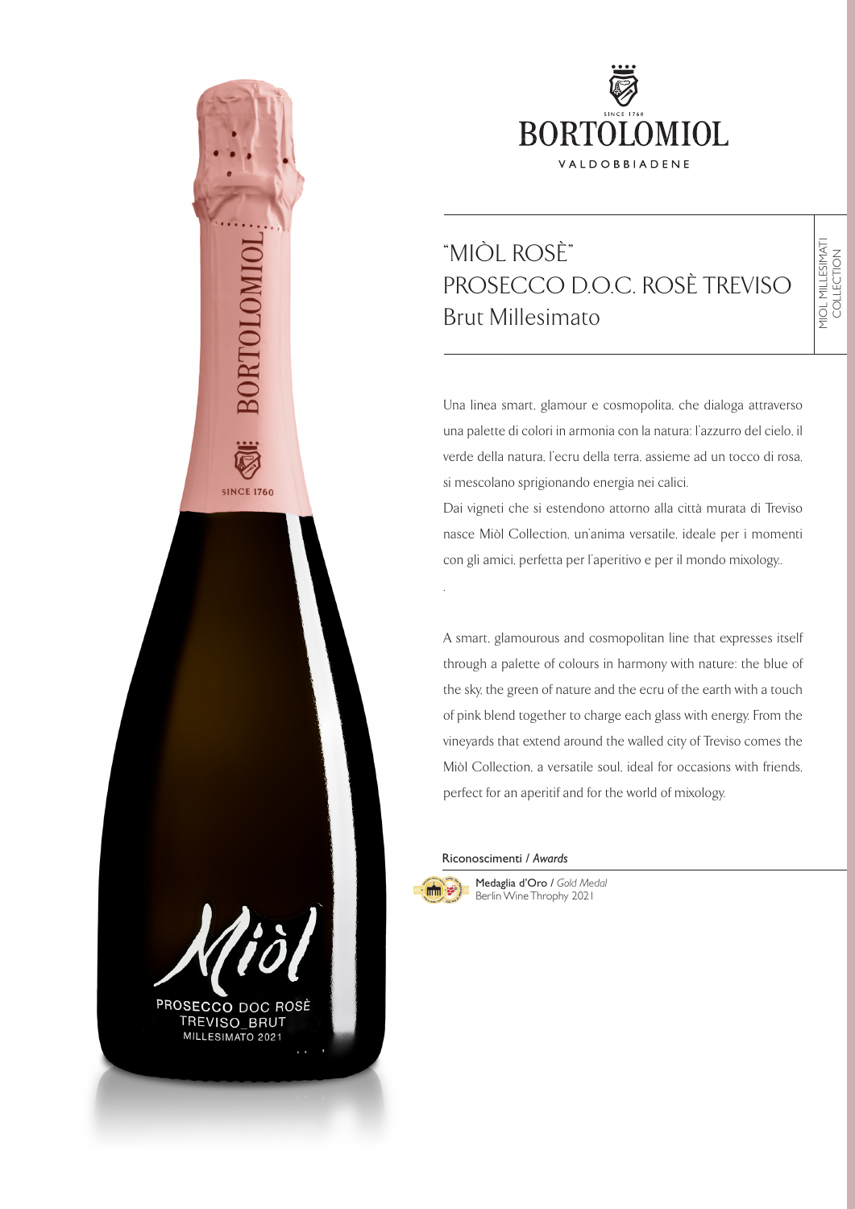BORTOLOMIOL

SINCE 1760

VALDOBBIADENE

# "MIÒL ROSÈ"
# PROSECCO D.O.C. ROSÈ TREVISO
## Brut Millesimato

MIOL MILLESIMATI COLLECTION

Una linea smart, glamour e cosmopolita, che dialoga attraverso una palette di colori in armonia con la natura: l'azzurro del cielo, il verde della natura, l'ecru della terra, assieme ad un tocco di rosa, si mescolano sprigionando energia nei calici.

Dai vigneti che si estendono attorno alla città murata di Treviso nasce Miòl Collection, un'anima versatile, ideale per i momenti con gli amici, perfetta per l'aperitivo e per il mondo mixology..

.

A smart, glamourous and cosmopolitan line that expresses itself through a palette of colours in harmony with nature: the blue of the sky, the green of nature and the ecru of the earth with a touch of pink blend together to charge each glass with energy. From the vineyards that extend around the walled city of Treviso comes the Miòl Collection, a versatile soul, ideal for occasions with friends, perfect for an aperitif and for the world of mixology.

Riconoscimenti / *Awards*

**Medaglia d'Oro** / *Gold Medal*
Berlin Wine Throphy 2021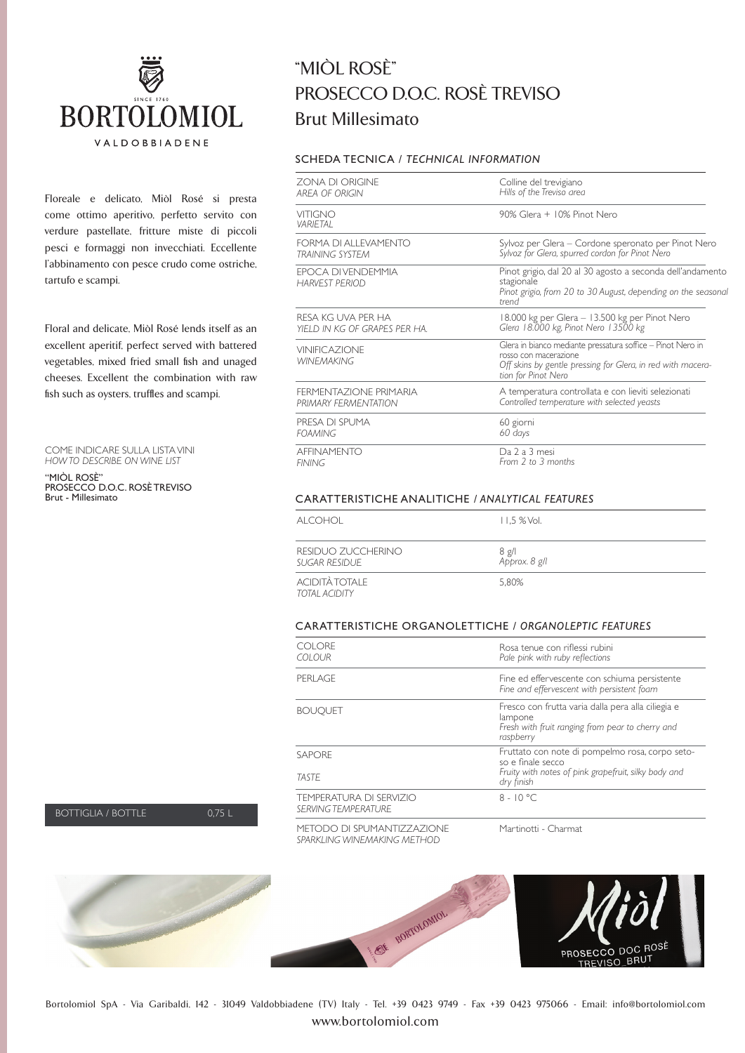BORTOLOMIOL

SINCE 1760

VALDOBBIADENE

# "MIÒL ROSÈ"
# PROSECCO D.O.C. ROSÈ TREVISO
## Brut Millesimato

Floreale e delicato, Miòl Rosé si presta come ottimo aperitivo, perfetto servito con verdure pastellate, fritture miste di piccoli pesci e formaggi non invecchiati. Eccellente l'abbinamento con pesce crudo come ostriche, tartufo e scampi.

Floral and delicate, Miòl Rosé lends itself as an excellent aperitif, perfect served with battered vegetables, mixed fried small fish and unaged cheeses. Excellent the combination with raw fish such as oysters, truffles and scampi.

COME INDICARE SULLA LISTA VINI
*HOW TO DESCRIBE ON WINE LIST*

"MIÒL ROSÈ"
PROSECCO D.O.C. ROSÈ TREVISO
Brut - Millesimato

### SCHEDA TECNICA / *TECHNICAL INFORMATION*

| | |
|---|---|
| ZONA DI ORIGINE<br>*AREA OF ORIGIN* | Colline del trevigiano<br>*Hills of the Treviso area* |
| VITIGNO<br>*VARIETAL* | 90% Glera + 10% Pinot Nero |
| FORMA DI ALLEVAMENTO<br>*TRAINING SYSTEM* | Sylvoz per Glera – Cordone speronato per Pinot Nero<br>*Sylvoz for Glera, spurred cordon for Pinot Nero* |
| EPOCA DI VENDEMMIA<br>*HARVEST PERIOD* | Pinot grigio, dal 20 al 30 agosto a seconda dell'andamento stagionale<br>*Pinot grigio, from 20 to 30 August, depending on the seasonal trend* |
| RESA KG UVA PER HA<br>*YIELD IN KG OF GRAPES PER HA.* | 18.000 kg per Glera – 13.500 kg per Pinot Nero<br>*Glera 18.000 kg, Pinot Nero 13500 kg* |
| VINIFICAZIONE<br>*WINEMAKING* | Glera in bianco mediante pressatura soffice – Pinot Nero in rosso con macerazione<br>*Off skins by gentle pressing for Glera, in red with maceration for Pinot Nero* |
| FERMENTAZIONE PRIMARIA<br>*PRIMARY FERMENTATION* | A temperatura controllata e con lieviti selezionati<br>*Controlled temperature with selected yeasts* |
| PRESA DI SPUMA<br>*FOAMING* | 60 giorni<br>*60 days* |
| AFFINAMENTO<br>*FINING* | Da 2 a 3 mesi<br>*From 2 to 3 months* |

### CARATTERISTICHE ANALITICHE / *ANALYTICAL FEATURES*

| | |
|---|---|
| ALCOHOL | 11,5 % Vol. |
| RESIDUO ZUCCHERINO<br>*SUGAR RESIDUE* | 8 g/l<br>*Approx. 8 g/l* |
| ACIDITÀ TOTALE<br>*TOTAL ACIDITY* | 5,80% |

### CARATTERISTICHE ORGANOLETTICHE / *ORGANOLEPTIC FEATURES*

| | |
|---|---|
| COLORE<br>*COLOUR* | Rosa tenue con riflessi rubini<br>*Pale pink with ruby reflections* |
| PERLAGE | Fine ed effervescente con schiuma persistente<br>*Fine and effervescent with persistent foam* |
| BOUQUET | Fresco con frutta varia dalla pera alla ciliegia e lampone<br>*Fresh with fruit ranging from pear to cherry and raspberry* |
| SAPORE<br>*TASTE* | Fruttato con note di pompelmo rosa, corpo setoso e finale secco<br>*Fruity with notes of pink grapefruit, silky body and dry finish* |
| TEMPERATURA DI SERVIZIO<br>*SERVING TEMPERATURE* | 8 - 10 °C |
| METODO DI SPUMANTIZZAZIONE<br>*SPARKLING WINEMAKING METHOD* | Martinotti - Charmat |

BOTTIGLIA / BOTTLE 0,75 L

Bortolomiol SpA - Via Garibaldi, 142 - 31049 Valdobbiadene (TV) Italy - Tel. +39 0423 9749 - Fax +39 0423 975066 - Email: info@bortolomiol.com
www.bortolomiol.com